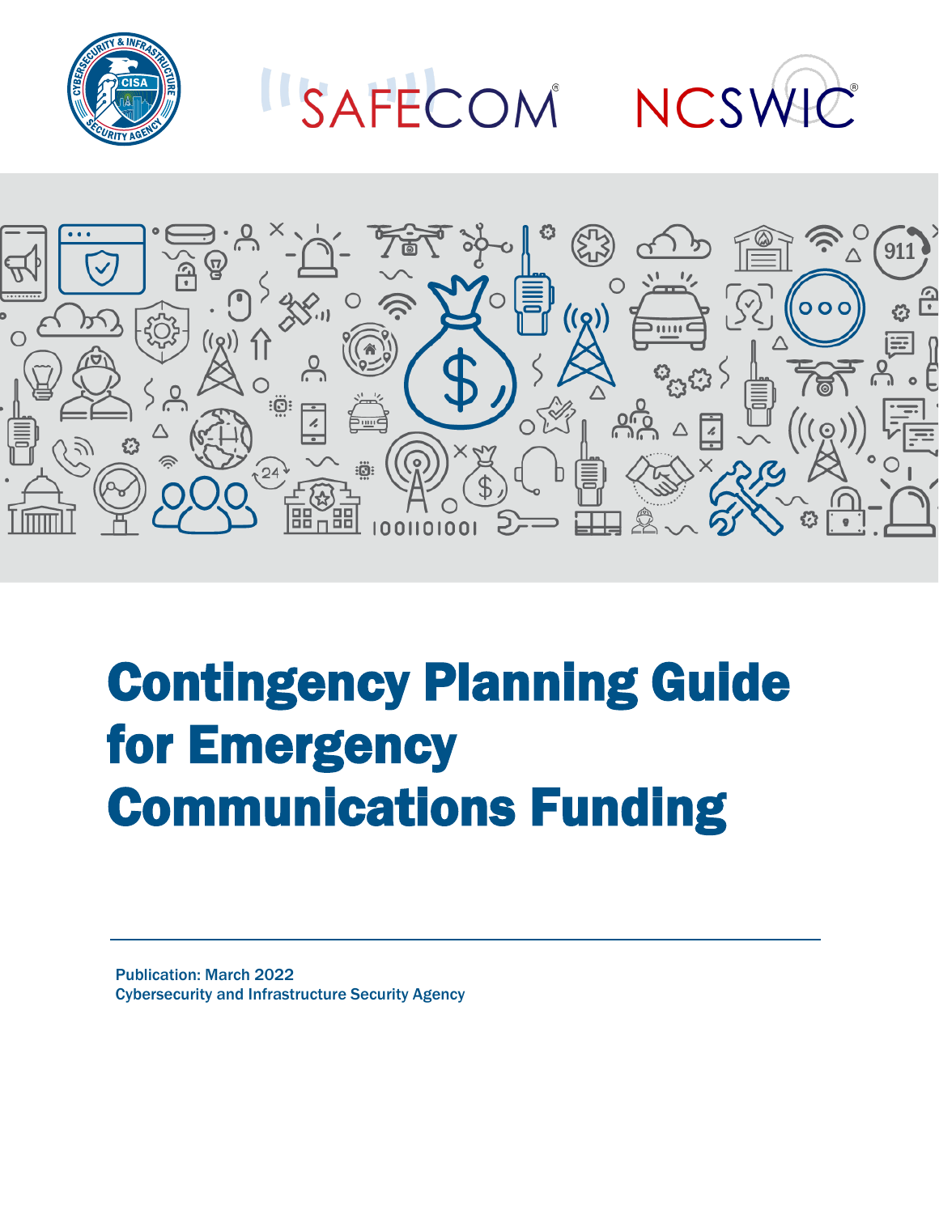# Contingency Planning Guide for Emergency Communications Funding

Publication: March 2022
Cybersecurity and Infrastructure Security Agency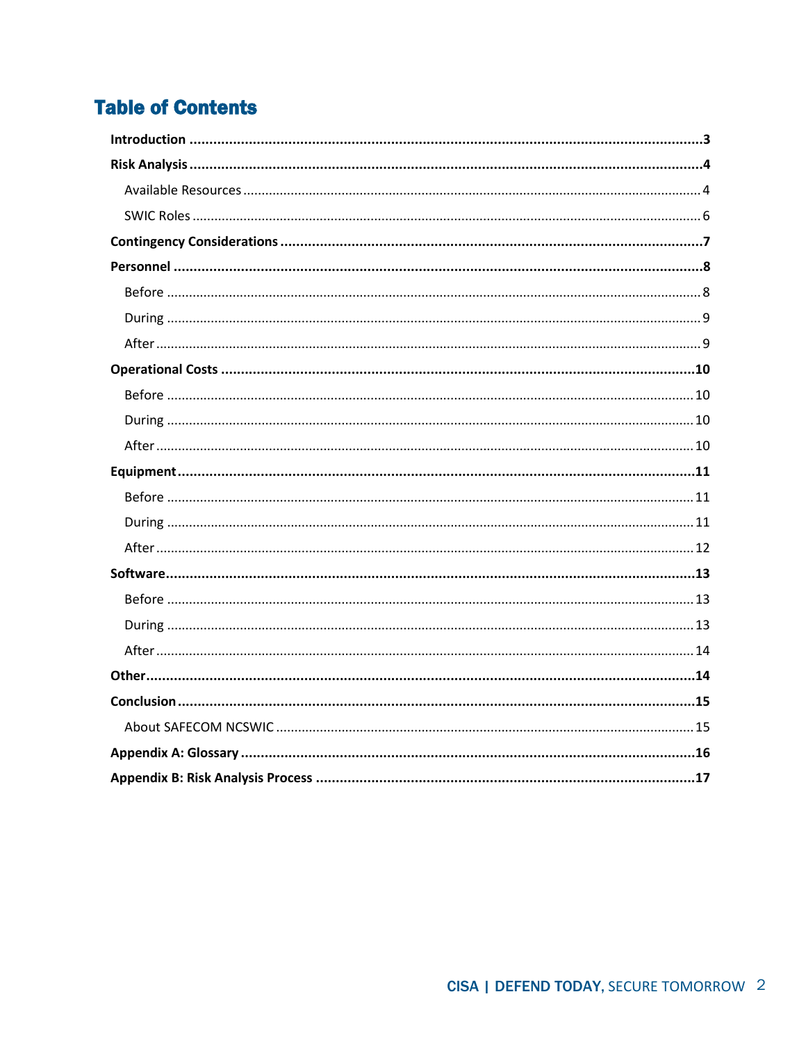# Table of Contents

**Introduction** ........................................................................................................................ **3**

**Risk Analysis** ........................................................................................................................ **4**

- Available Resources ........................................................................................................... 4
- SWIC Roles ........................................................................................................................ 6

**Contingency Considerations** ................................................................................................. **7**

**Personnel** .............................................................................................................................. **8**

- Before ................................................................................................................................ 8
- During ................................................................................................................................ 9
- After ................................................................................................................................... 9

**Operational Costs** ................................................................................................................ **10**

- Before ................................................................................................................................ 10
- During ................................................................................................................................ 10
- After ................................................................................................................................... 10

**Equipment** ........................................................................................................................... **11**

- Before ................................................................................................................................ 11
- During ................................................................................................................................ 11
- After ................................................................................................................................... 12

**Software** .............................................................................................................................. **13**

- Before ................................................................................................................................ 13
- During ................................................................................................................................ 13
- After ................................................................................................................................... 14

**Other** .................................................................................................................................... **14**

**Conclusion** ........................................................................................................................... **15**

- About SAFECOM NCSWIC ................................................................................................... 15

**Appendix A: Glossary** ........................................................................................................... **16**

**Appendix B: Risk Analysis Process** ....................................................................................... **17**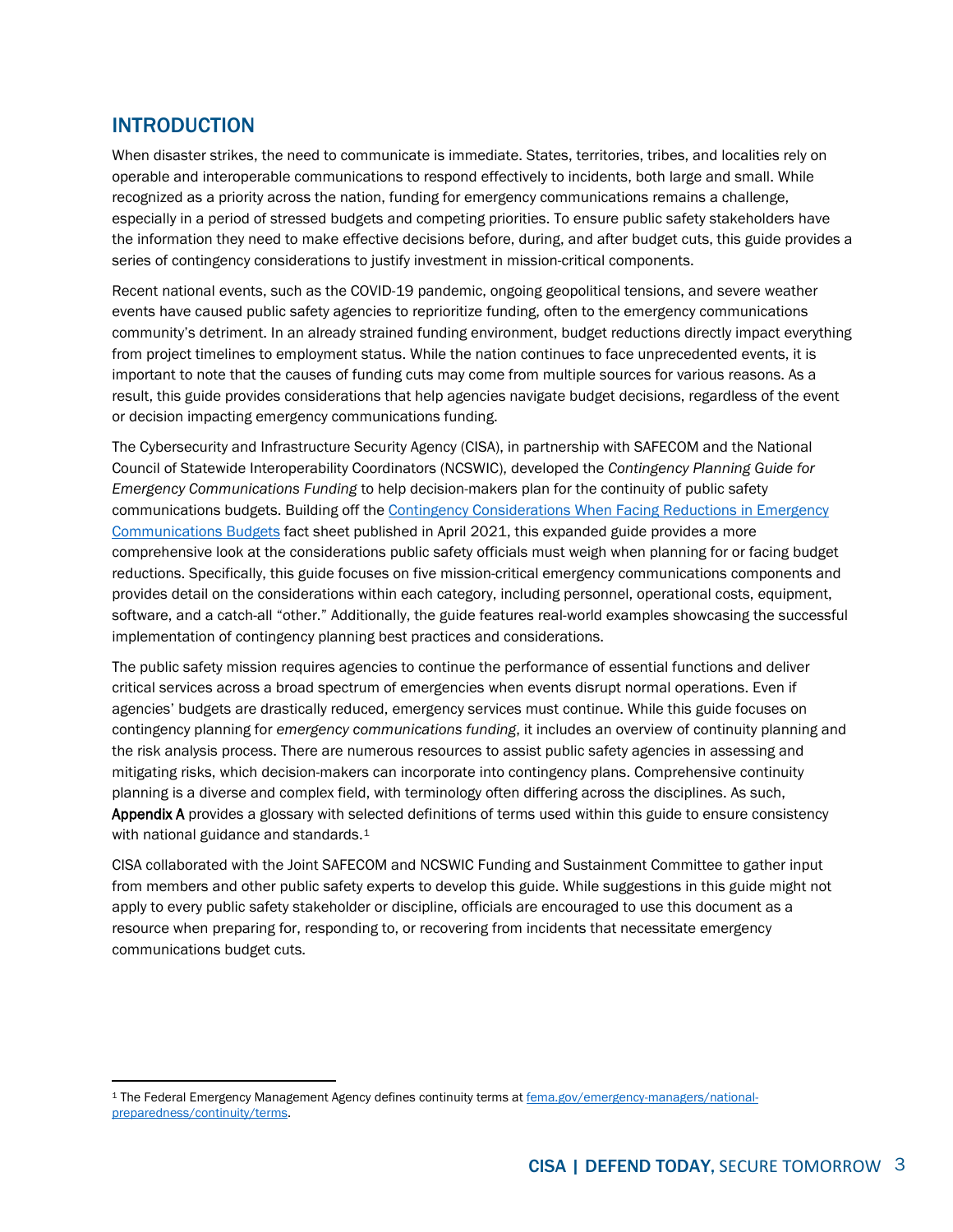## INTRODUCTION

When disaster strikes, the need to communicate is immediate. States, territories, tribes, and localities rely on operable and interoperable communications to respond effectively to incidents, both large and small. While recognized as a priority across the nation, funding for emergency communications remains a challenge, especially in a period of stressed budgets and competing priorities. To ensure public safety stakeholders have the information they need to make effective decisions before, during, and after budget cuts, this guide provides a series of contingency considerations to justify investment in mission-critical components.

Recent national events, such as the COVID-19 pandemic, ongoing geopolitical tensions, and severe weather events have caused public safety agencies to reprioritize funding, often to the emergency communications community's detriment. In an already strained funding environment, budget reductions directly impact everything from project timelines to employment status. While the nation continues to face unprecedented events, it is important to note that the causes of funding cuts may come from multiple sources for various reasons. As a result, this guide provides considerations that help agencies navigate budget decisions, regardless of the event or decision impacting emergency communications funding.

The Cybersecurity and Infrastructure Security Agency (CISA), in partnership with SAFECOM and the National Council of Statewide Interoperability Coordinators (NCSWIC), developed the *Contingency Planning Guide for Emergency Communications Funding* to help decision-makers plan for the continuity of public safety communications budgets. Building off the [Contingency Considerations When Facing Reductions in Emergency Communications Budgets] fact sheet published in April 2021, this expanded guide provides a more comprehensive look at the considerations public safety officials must weigh when planning for or facing budget reductions. Specifically, this guide focuses on five mission-critical emergency communications components and provides detail on the considerations within each category, including personnel, operational costs, equipment, software, and a catch-all "other." Additionally, the guide features real-world examples showcasing the successful implementation of contingency planning best practices and considerations.

The public safety mission requires agencies to continue the performance of essential functions and deliver critical services across a broad spectrum of emergencies when events disrupt normal operations. Even if agencies' budgets are drastically reduced, emergency services must continue. While this guide focuses on contingency planning for *emergency communications funding*, it includes an overview of continuity planning and the risk analysis process. There are numerous resources to assist public safety agencies in assessing and mitigating risks, which decision-makers can incorporate into contingency plans. Comprehensive continuity planning is a diverse and complex field, with terminology often differing across the disciplines. As such, **Appendix A** provides a glossary with selected definitions of terms used within this guide to ensure consistency with national guidance and standards.[1]

CISA collaborated with the Joint SAFECOM and NCSWIC Funding and Sustainment Committee to gather input from members and other public safety experts to develop this guide. While suggestions in this guide might not apply to every public safety stakeholder or discipline, officials are encouraged to use this document as a resource when preparing for, responding to, or recovering from incidents that necessitate emergency communications budget cuts.

---

[1] The Federal Emergency Management Agency defines continuity terms at fema.gov/emergency-managers/national-preparedness/continuity/terms.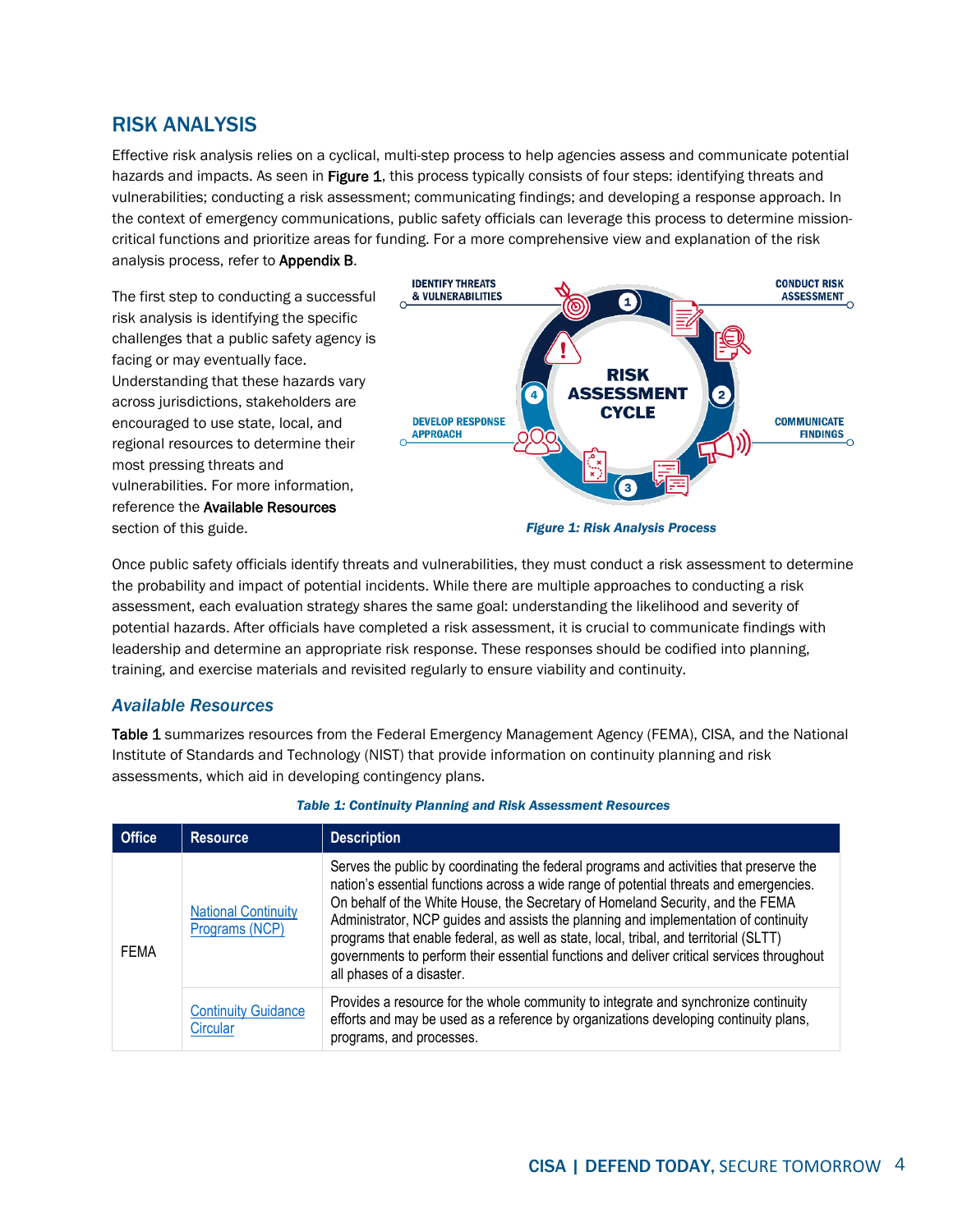## RISK ANALYSIS

Effective risk analysis relies on a cyclical, multi-step process to help agencies assess and communicate potential hazards and impacts. As seen in Figure 1, this process typically consists of four steps: identifying threats and vulnerabilities; conducting a risk assessment; communicating findings; and developing a response approach. In the context of emergency communications, public safety officials can leverage this process to determine mission-critical functions and prioritize areas for funding. For a more comprehensive view and explanation of the risk analysis process, refer to Appendix B.

The first step to conducting a successful risk analysis is identifying the specific challenges that a public safety agency is facing or may eventually face. Understanding that these hazards vary across jurisdictions, stakeholders are encouraged to use state, local, and regional resources to determine their most pressing threats and vulnerabilities. For more information, reference the Available Resources section of this guide.

*Figure 1: Risk Analysis Process*

Once public safety officials identify threats and vulnerabilities, they must conduct a risk assessment to determine the probability and impact of potential incidents. While there are multiple approaches to conducting a risk assessment, each evaluation strategy shares the same goal: understanding the likelihood and severity of potential hazards. After officials have completed a risk assessment, it is crucial to communicate findings with leadership and determine an appropriate risk response. These responses should be codified into planning, training, and exercise materials and revisited regularly to ensure viability and continuity.

### *Available Resources*

Table 1 summarizes resources from the Federal Emergency Management Agency (FEMA), CISA, and the National Institute of Standards and Technology (NIST) that provide information on continuity planning and risk assessments, which aid in developing contingency plans.

*Table 1: Continuity Planning and Risk Assessment Resources*

| Office | Resource | Description |
|---|---|---|
| FEMA | National Continuity Programs (NCP) | Serves the public by coordinating the federal programs and activities that preserve the nation's essential functions across a wide range of potential threats and emergencies. On behalf of the White House, the Secretary of Homeland Security, and the FEMA Administrator, NCP guides and assists the planning and implementation of continuity programs that enable federal, as well as state, local, tribal, and territorial (SLTT) governments to perform their essential functions and deliver critical services throughout all phases of a disaster. |
| | Continuity Guidance Circular | Provides a resource for the whole community to integrate and synchronize continuity efforts and may be used as a reference by organizations developing continuity plans, programs, and processes. |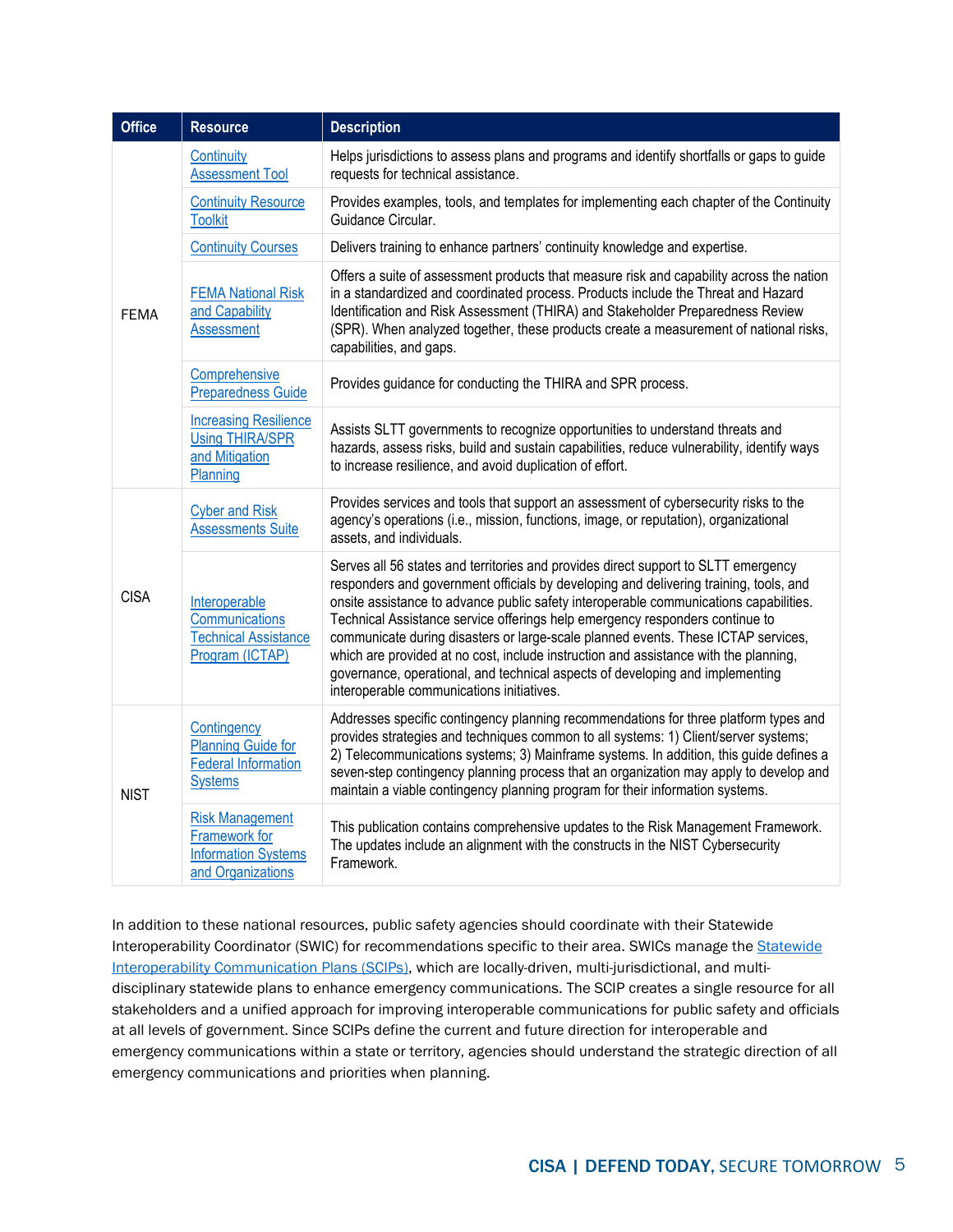| Office | Resource | Description |
|---|---|---|
| FEMA | Continuity Assessment Tool | Helps jurisdictions to assess plans and programs and identify shortfalls or gaps to guide requests for technical assistance. |
| | Continuity Resource Toolkit | Provides examples, tools, and templates for implementing each chapter of the Continuity Guidance Circular. |
| | Continuity Courses | Delivers training to enhance partners' continuity knowledge and expertise. |
| | FEMA National Risk and Capability Assessment | Offers a suite of assessment products that measure risk and capability across the nation in a standardized and coordinated process. Products include the Threat and Hazard Identification and Risk Assessment (THIRA) and Stakeholder Preparedness Review (SPR). When analyzed together, these products create a measurement of national risks, capabilities, and gaps. |
| | Comprehensive Preparedness Guide | Provides guidance for conducting the THIRA and SPR process. |
| | Increasing Resilience Using THIRA/SPR and Mitigation Planning | Assists SLTT governments to recognize opportunities to understand threats and hazards, assess risks, build and sustain capabilities, reduce vulnerability, identify ways to increase resilience, and avoid duplication of effort. |
| CISA | Cyber and Risk Assessments Suite | Provides services and tools that support an assessment of cybersecurity risks to the agency's operations (i.e., mission, functions, image, or reputation), organizational assets, and individuals. |
| | Interoperable Communications Technical Assistance Program (ICTAP) | Serves all 56 states and territories and provides direct support to SLTT emergency responders and government officials by developing and delivering training, tools, and onsite assistance to advance public safety interoperable communications capabilities. Technical Assistance service offerings help emergency responders continue to communicate during disasters or large-scale planned events. These ICTAP services, which are provided at no cost, include instruction and assistance with the planning, governance, operational, and technical aspects of developing and implementing interoperable communications initiatives. |
| NIST | Contingency Planning Guide for Federal Information Systems | Addresses specific contingency planning recommendations for three platform types and provides strategies and techniques common to all systems: 1) Client/server systems; 2) Telecommunications systems; 3) Mainframe systems. In addition, this guide defines a seven-step contingency planning process that an organization may apply to develop and maintain a viable contingency planning program for their information systems. |
| | Risk Management Framework for Information Systems and Organizations | This publication contains comprehensive updates to the Risk Management Framework. The updates include an alignment with the constructs in the NIST Cybersecurity Framework. |

In addition to these national resources, public safety agencies should coordinate with their Statewide Interoperability Coordinator (SWIC) for recommendations specific to their area. SWICs manage the Statewide Interoperability Communication Plans (SCIPs), which are locally-driven, multi-jurisdictional, and multi-disciplinary statewide plans to enhance emergency communications. The SCIP creates a single resource for all stakeholders and a unified approach for improving interoperable communications for public safety and officials at all levels of government. Since SCIPs define the current and future direction for interoperable and emergency communications within a state or territory, agencies should understand the strategic direction of all emergency communications and priorities when planning.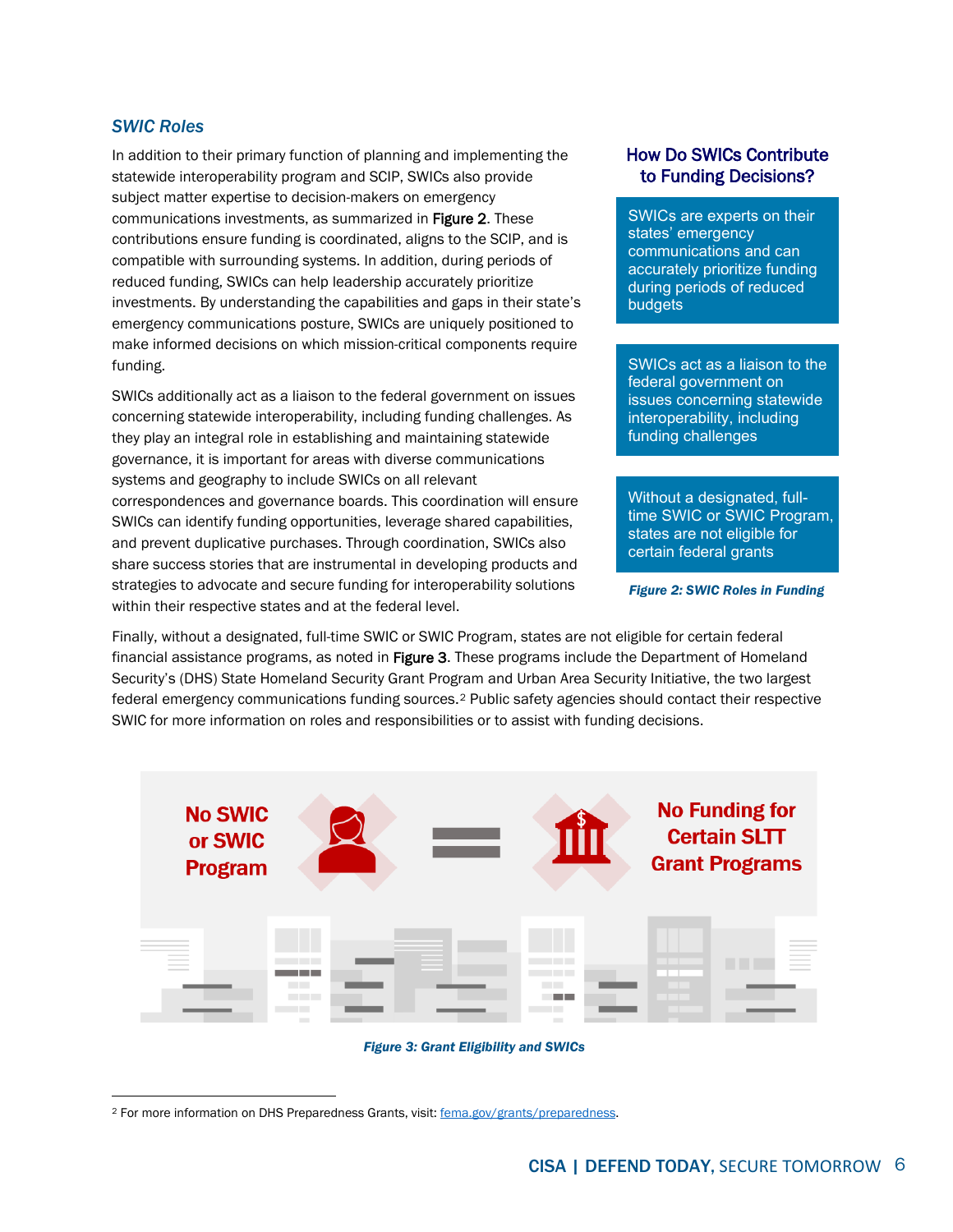### *SWIC Roles*

In addition to their primary function of planning and implementing the statewide interoperability program and SCIP, SWICs also provide subject matter expertise to decision-makers on emergency communications investments, as summarized in Figure 2. These contributions ensure funding is coordinated, aligns to the SCIP, and is compatible with surrounding systems. In addition, during periods of reduced funding, SWICs can help leadership accurately prioritize investments. By understanding the capabilities and gaps in their state's emergency communications posture, SWICs are uniquely positioned to make informed decisions on which mission-critical components require funding.

SWICs additionally act as a liaison to the federal government on issues concerning statewide interoperability, including funding challenges. As they play an integral role in establishing and maintaining statewide governance, it is important for areas with diverse communications systems and geography to include SWICs on all relevant correspondences and governance boards. This coordination will ensure SWICs can identify funding opportunities, leverage shared capabilities, and prevent duplicative purchases. Through coordination, SWICs also share success stories that are instrumental in developing products and strategies to advocate and secure funding for interoperability solutions within their respective states and at the federal level.

**How Do SWICs Contribute to Funding Decisions?**

- SWICs are experts on their states' emergency communications and can accurately prioritize funding during periods of reduced budgets
- SWICs act as a liaison to the federal government on issues concerning statewide interoperability, including funding challenges
- Without a designated, full-time SWIC or SWIC Program, states are not eligible for certain federal grants

*Figure 2: SWIC Roles in Funding*

Finally, without a designated, full-time SWIC or SWIC Program, states are not eligible for certain federal financial assistance programs, as noted in Figure 3. These programs include the Department of Homeland Security's (DHS) State Homeland Security Grant Program and Urban Area Security Initiative, the two largest federal emergency communications funding sources.[2] Public safety agencies should contact their respective SWIC for more information on roles and responsibilities or to assist with funding decisions.

**No SWIC or SWIC Program** = **No Funding for Certain SLTT Grant Programs**

*Figure 3: Grant Eligibility and SWICs*

---

[2] For more information on DHS Preparedness Grants, visit: fema.gov/grants/preparedness.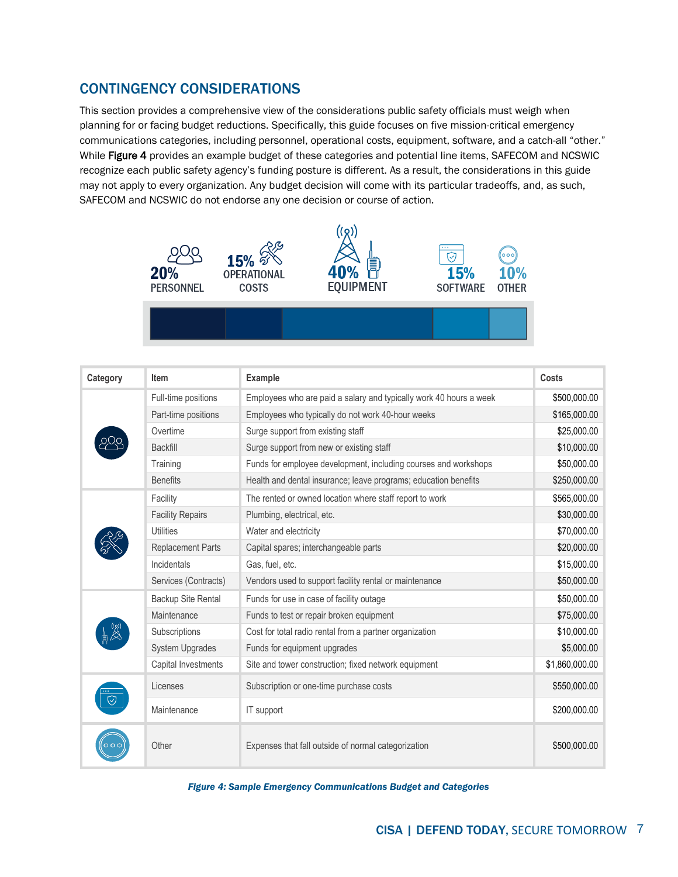## CONTINGENCY CONSIDERATIONS

This section provides a comprehensive view of the considerations public safety officials must weigh when planning for or facing budget reductions. Specifically, this guide focuses on five mission-critical emergency communications categories, including personnel, operational costs, equipment, software, and a catch-all "other." While **Figure 4** provides an example budget of these categories and potential line items, SAFECOM and NCSWIC recognize each public safety agency's funding posture is different. As a result, the considerations in this guide may not apply to every organization. Any budget decision will come with its particular tradeoffs, and, as such, SAFECOM and NCSWIC do not endorse any one decision or course of action.

20% PERSONNEL | 15% OPERATIONAL COSTS | 40% EQUIPMENT | 15% SOFTWARE | 10% OTHER

| Category | Item | Example | Costs |
|---|---|---|---|
| Personnel | Full-time positions | Employees who are paid a salary and typically work 40 hours a week | $500,000.00 |
| | Part-time positions | Employees who typically do not work 40-hour weeks | $165,000.00 |
| | Overtime | Surge support from existing staff | $25,000.00 |
| | Backfill | Surge support from new or existing staff | $10,000.00 |
| | Training | Funds for employee development, including courses and workshops | $50,000.00 |
| | Benefits | Health and dental insurance; leave programs; education benefits | $250,000.00 |
| Operational Costs | Facility | The rented or owned location where staff report to work | $565,000.00 |
| | Facility Repairs | Plumbing, electrical, etc. | $30,000.00 |
| | Utilities | Water and electricity | $70,000.00 |
| | Replacement Parts | Capital spares; interchangeable parts | $20,000.00 |
| | Incidentals | Gas, fuel, etc. | $15,000.00 |
| | Services (Contracts) | Vendors used to support facility rental or maintenance | $50,000.00 |
| Equipment | Backup Site Rental | Funds for use in case of facility outage | $50,000.00 |
| | Maintenance | Funds to test or repair broken equipment | $75,000.00 |
| | Subscriptions | Cost for total radio rental from a partner organization | $10,000.00 |
| | System Upgrades | Funds for equipment upgrades | $5,000.00 |
| | Capital Investments | Site and tower construction; fixed network equipment | $1,860,000.00 |
| Software | Licenses | Subscription or one-time purchase costs | $550,000.00 |
| | Maintenance | IT support | $200,000.00 |
| Other | Other | Expenses that fall outside of normal categorization | $500,000.00 |

*Figure 4: Sample Emergency Communications Budget and Categories*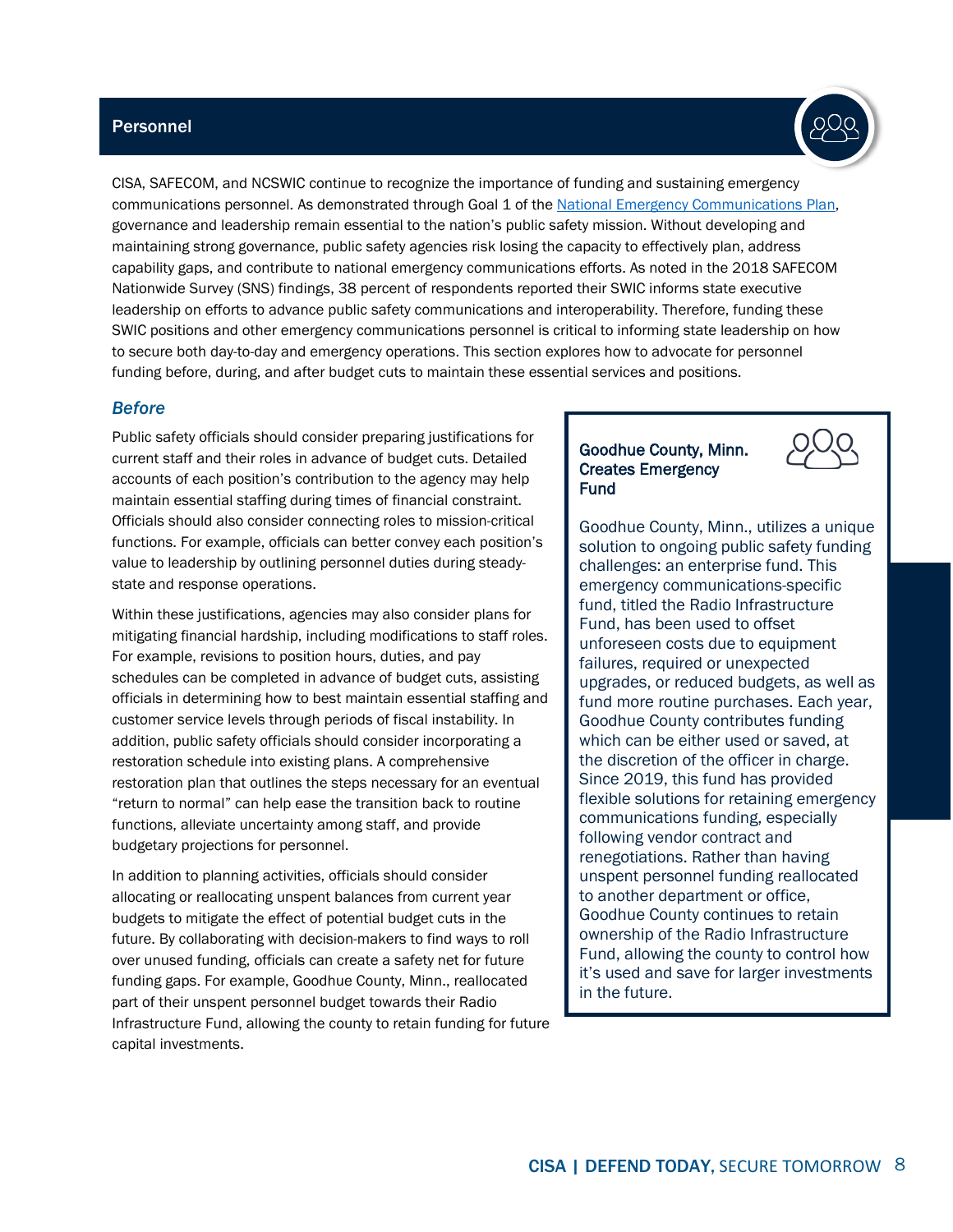## Personnel

CISA, SAFECOM, and NCSWIC continue to recognize the importance of funding and sustaining emergency communications personnel. As demonstrated through Goal 1 of the National Emergency Communications Plan, governance and leadership remain essential to the nation's public safety mission. Without developing and maintaining strong governance, public safety agencies risk losing the capacity to effectively plan, address capability gaps, and contribute to national emergency communications efforts. As noted in the 2018 SAFECOM Nationwide Survey (SNS) findings, 38 percent of respondents reported their SWIC informs state executive leadership on efforts to advance public safety communications and interoperability. Therefore, funding these SWIC positions and other emergency communications personnel is critical to informing state leadership on how to secure both day-to-day and emergency operations. This section explores how to advocate for personnel funding before, during, and after budget cuts to maintain these essential services and positions.

### *Before*

Public safety officials should consider preparing justifications for current staff and their roles in advance of budget cuts. Detailed accounts of each position's contribution to the agency may help maintain essential staffing during times of financial constraint. Officials should also consider connecting roles to mission-critical functions. For example, officials can better convey each position's value to leadership by outlining personnel duties during steady-state and response operations.

Within these justifications, agencies may also consider plans for mitigating financial hardship, including modifications to staff roles. For example, revisions to position hours, duties, and pay schedules can be completed in advance of budget cuts, assisting officials in determining how to best maintain essential staffing and customer service levels through periods of fiscal instability. In addition, public safety officials should consider incorporating a restoration schedule into existing plans. A comprehensive restoration plan that outlines the steps necessary for an eventual "return to normal" can help ease the transition back to routine functions, alleviate uncertainty among staff, and provide budgetary projections for personnel.

In addition to planning activities, officials should consider allocating or reallocating unspent balances from current year budgets to mitigate the effect of potential budget cuts in the future. By collaborating with decision-makers to find ways to roll over unused funding, officials can create a safety net for future funding gaps. For example, Goodhue County, Minn., reallocated part of their unspent personnel budget towards their Radio Infrastructure Fund, allowing the county to retain funding for future capital investments.

**Goodhue County, Minn. Creates Emergency Fund**

Goodhue County, Minn., utilizes a unique solution to ongoing public safety funding challenges: an enterprise fund. This emergency communications-specific fund, titled the Radio Infrastructure Fund, has been used to offset unforeseen costs due to equipment failures, required or unexpected upgrades, or reduced budgets, as well as fund more routine purchases. Each year, Goodhue County contributes funding which can be either used or saved, at the discretion of the officer in charge. Since 2019, this fund has provided flexible solutions for retaining emergency communications funding, especially following vendor contract and renegotiations. Rather than having unspent personnel funding reallocated to another department or office, Goodhue County continues to retain ownership of the Radio Infrastructure Fund, allowing the county to control how it's used and save for larger investments in the future.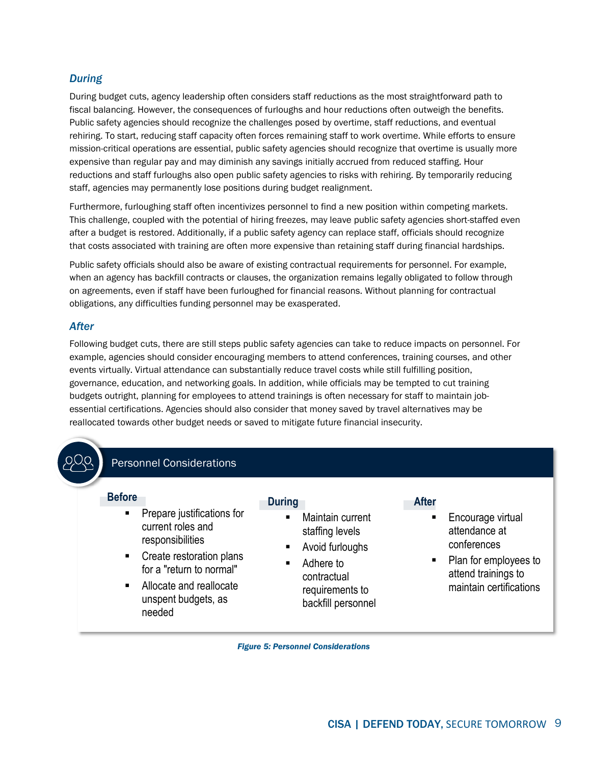### *During*

During budget cuts, agency leadership often considers staff reductions as the most straightforward path to fiscal balancing. However, the consequences of furloughs and hour reductions often outweigh the benefits. Public safety agencies should recognize the challenges posed by overtime, staff reductions, and eventual rehiring. To start, reducing staff capacity often forces remaining staff to work overtime. While efforts to ensure mission-critical operations are essential, public safety agencies should recognize that overtime is usually more expensive than regular pay and may diminish any savings initially accrued from reduced staffing. Hour reductions and staff furloughs also open public safety agencies to risks with rehiring. By temporarily reducing staff, agencies may permanently lose positions during budget realignment.

Furthermore, furloughing staff often incentivizes personnel to find a new position within competing markets. This challenge, coupled with the potential of hiring freezes, may leave public safety agencies short-staffed even after a budget is restored. Additionally, if a public safety agency can replace staff, officials should recognize that costs associated with training are often more expensive than retaining staff during financial hardships.

Public safety officials should also be aware of existing contractual requirements for personnel. For example, when an agency has backfill contracts or clauses, the organization remains legally obligated to follow through on agreements, even if staff have been furloughed for financial reasons. Without planning for contractual obligations, any difficulties funding personnel may be exasperated.

### *After*

Following budget cuts, there are still steps public safety agencies can take to reduce impacts on personnel. For example, agencies should consider encouraging members to attend conferences, training courses, and other events virtually. Virtual attendance can substantially reduce travel costs while still fulfilling position, governance, education, and networking goals. In addition, while officials may be tempted to cut training budgets outright, planning for employees to attend trainings is often necessary for staff to maintain job-essential certifications. Agencies should also consider that money saved by travel alternatives may be reallocated towards other budget needs or saved to mitigate future financial insecurity.

**Personnel Considerations**

**Before**

- Prepare justifications for current roles and responsibilities
- Create restoration plans for a "return to normal"
- Allocate and reallocate unspent budgets, as needed

**During**

- Maintain current staffing levels
- Avoid furloughs
- Adhere to contractual requirements to backfill personnel

**After**

- Encourage virtual attendance at conferences
- Plan for employees to attend trainings to maintain certifications

*Figure 5: Personnel Considerations*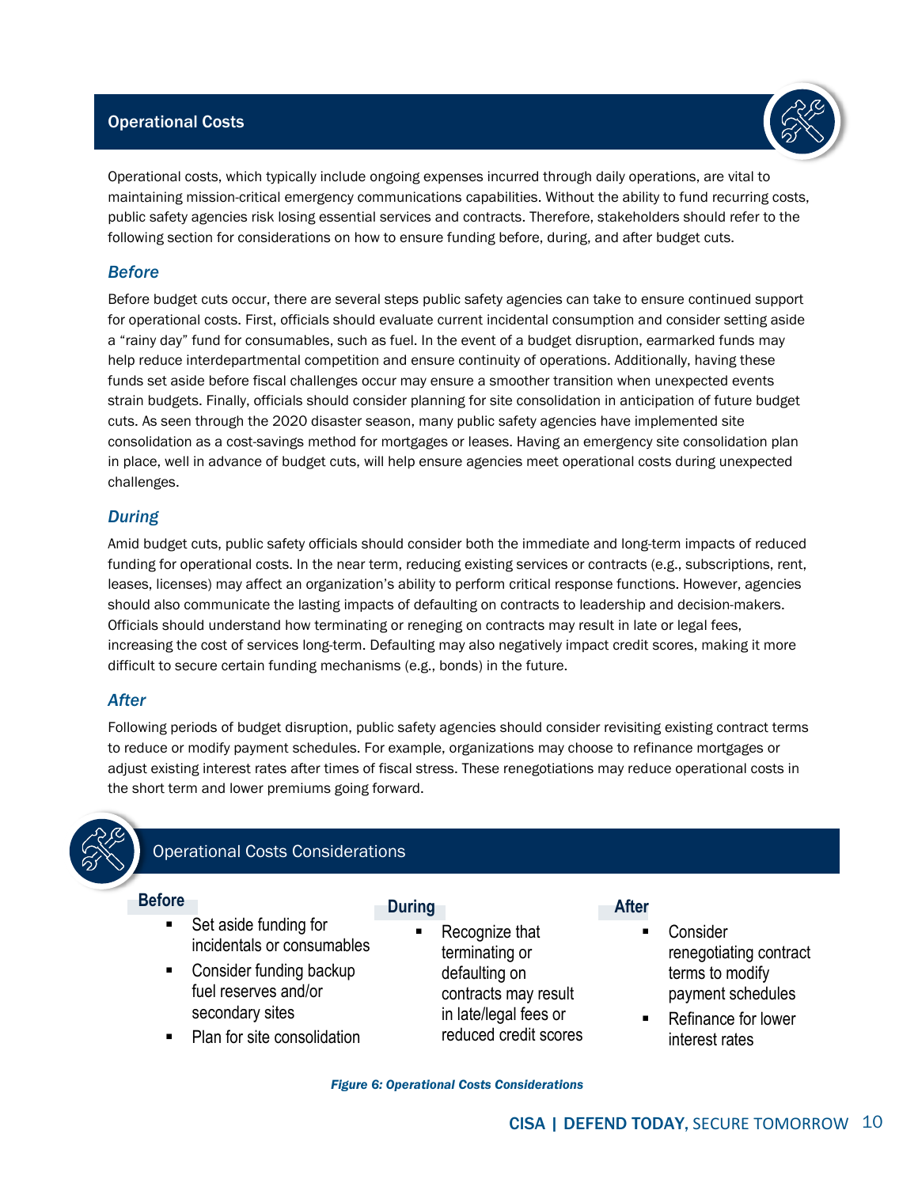## Operational Costs

Operational costs, which typically include ongoing expenses incurred through daily operations, are vital to maintaining mission-critical emergency communications capabilities. Without the ability to fund recurring costs, public safety agencies risk losing essential services and contracts. Therefore, stakeholders should refer to the following section for considerations on how to ensure funding before, during, and after budget cuts.

### *Before*

Before budget cuts occur, there are several steps public safety agencies can take to ensure continued support for operational costs. First, officials should evaluate current incidental consumption and consider setting aside a "rainy day" fund for consumables, such as fuel. In the event of a budget disruption, earmarked funds may help reduce interdepartmental competition and ensure continuity of operations. Additionally, having these funds set aside before fiscal challenges occur may ensure a smoother transition when unexpected events strain budgets. Finally, officials should consider planning for site consolidation in anticipation of future budget cuts. As seen through the 2020 disaster season, many public safety agencies have implemented site consolidation as a cost-savings method for mortgages or leases. Having an emergency site consolidation plan in place, well in advance of budget cuts, will help ensure agencies meet operational costs during unexpected challenges.

### *During*

Amid budget cuts, public safety officials should consider both the immediate and long-term impacts of reduced funding for operational costs. In the near term, reducing existing services or contracts (e.g., subscriptions, rent, leases, licenses) may affect an organization's ability to perform critical response functions. However, agencies should also communicate the lasting impacts of defaulting on contracts to leadership and decision-makers. Officials should understand how terminating or reneging on contracts may result in late or legal fees, increasing the cost of services long-term. Defaulting may also negatively impact credit scores, making it more difficult to secure certain funding mechanisms (e.g., bonds) in the future.

### *After*

Following periods of budget disruption, public safety agencies should consider revisiting existing contract terms to reduce or modify payment schedules. For example, organizations may choose to refinance mortgages or adjust existing interest rates after times of fiscal stress. These renegotiations may reduce operational costs in the short term and lower premiums going forward.

### Operational Costs Considerations

**Before**

- Set aside funding for incidentals or consumables
- Consider funding backup fuel reserves and/or secondary sites
- Plan for site consolidation

**During**

- Recognize that terminating or defaulting on contracts may result in late/legal fees or reduced credit scores

**After**

- Consider renegotiating contract terms to modify payment schedules
- Refinance for lower interest rates

*Figure 6: Operational Costs Considerations*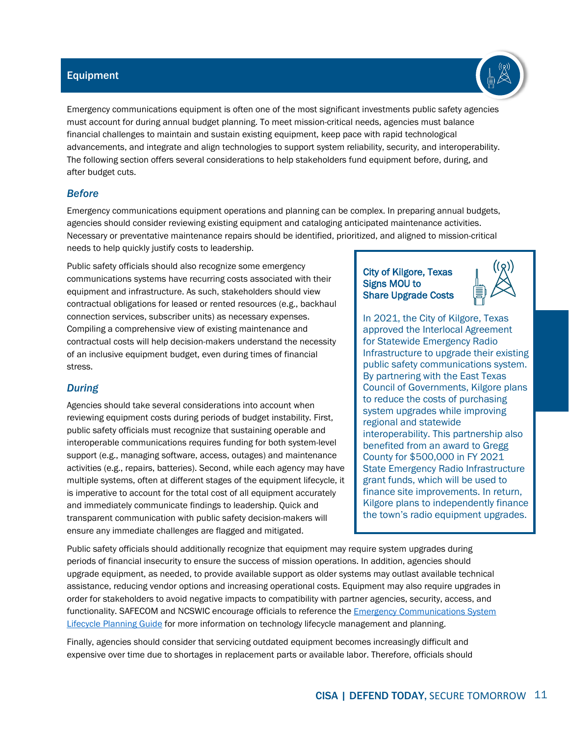## Equipment

Emergency communications equipment is often one of the most significant investments public safety agencies must account for during annual budget planning. To meet mission-critical needs, agencies must balance financial challenges to maintain and sustain existing equipment, keep pace with rapid technological advancements, and integrate and align technologies to support system reliability, security, and interoperability. The following section offers several considerations to help stakeholders fund equipment before, during, and after budget cuts.

### *Before*

Emergency communications equipment operations and planning can be complex. In preparing annual budgets, agencies should consider reviewing existing equipment and cataloging anticipated maintenance activities. Necessary or preventative maintenance repairs should be identified, prioritized, and aligned to mission-critical needs to help quickly justify costs to leadership.

Public safety officials should also recognize some emergency communications systems have recurring costs associated with their equipment and infrastructure. As such, stakeholders should view contractual obligations for leased or rented resources (e.g., backhaul connection services, subscriber units) as necessary expenses. Compiling a comprehensive view of existing maintenance and contractual costs will help decision-makers understand the necessity of an inclusive equipment budget, even during times of financial stress.

> **City of Kilgore, Texas Signs MOU to Share Upgrade Costs**
>
> In 2021, the City of Kilgore, Texas approved the Interlocal Agreement for Statewide Emergency Radio Infrastructure to upgrade their existing public safety communications system. By partnering with the East Texas Council of Governments, Kilgore plans to reduce the costs of purchasing system upgrades while improving regional and statewide interoperability. This partnership also benefited from an award to Gregg County for $500,000 in FY 2021 State Emergency Radio Infrastructure grant funds, which will be used to finance site improvements. In return, Kilgore plans to independently finance the town's radio equipment upgrades.

### *During*

Agencies should take several considerations into account when reviewing equipment costs during periods of budget instability. First, public safety officials must recognize that sustaining operable and interoperable communications requires funding for both system-level support (e.g., managing software, access, outages) and maintenance activities (e.g., repairs, batteries). Second, while each agency may have multiple systems, often at different stages of the equipment lifecycle, it is imperative to account for the total cost of all equipment accurately and immediately communicate findings to leadership. Quick and transparent communication with public safety decision-makers will ensure any immediate challenges are flagged and mitigated.

Public safety officials should additionally recognize that equipment may require system upgrades during periods of financial insecurity to ensure the success of mission operations. In addition, agencies should upgrade equipment, as needed, to provide available support as older systems may outlast available technical assistance, reducing vendor options and increasing operational costs. Equipment may also require upgrades in order for stakeholders to avoid negative impacts to compatibility with partner agencies, security, access, and functionality. SAFECOM and NCSWIC encourage officials to reference the Emergency Communications System Lifecycle Planning Guide for more information on technology lifecycle management and planning.

Finally, agencies should consider that servicing outdated equipment becomes increasingly difficult and expensive over time due to shortages in replacement parts or available labor. Therefore, officials should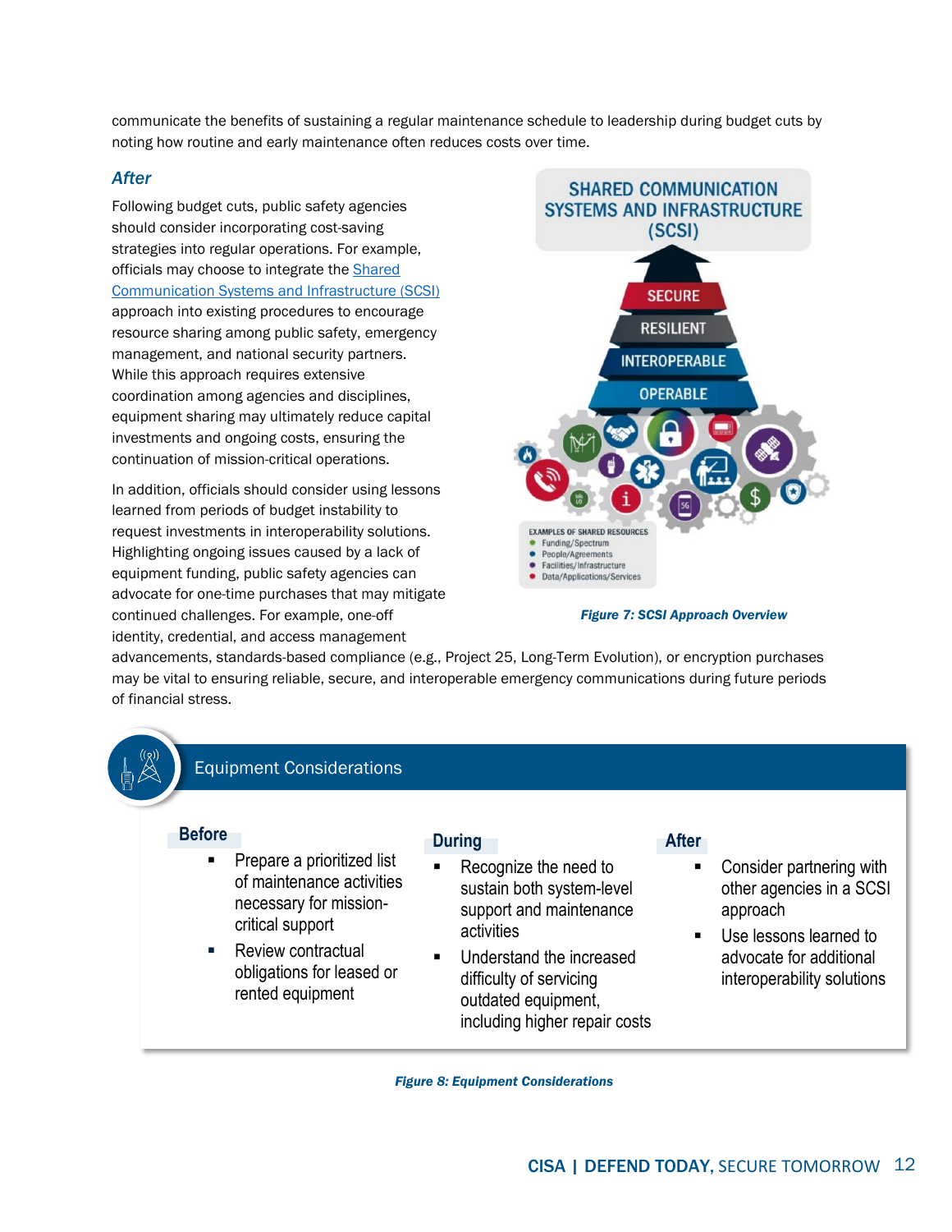communicate the benefits of sustaining a regular maintenance schedule to leadership during budget cuts by noting how routine and early maintenance often reduces costs over time.

### After

Following budget cuts, public safety agencies should consider incorporating cost-saving strategies into regular operations. For example, officials may choose to integrate the [Shared Communication Systems and Infrastructure (SCSI)]() approach into existing procedures to encourage resource sharing among public safety, emergency management, and national security partners. While this approach requires extensive coordination among agencies and disciplines, equipment sharing may ultimately reduce capital investments and ongoing costs, ensuring the continuation of mission-critical operations.

In addition, officials should consider using lessons learned from periods of budget instability to request investments in interoperability solutions. Highlighting ongoing issues caused by a lack of equipment funding, public safety agencies can advocate for one-time purchases that may mitigate continued challenges. For example, one-off identity, credential, and access management advancements, standards-based compliance (e.g., Project 25, Long-Term Evolution), or encryption purchases may be vital to ensuring reliable, secure, and interoperable emergency communications during future periods of financial stress.

SHARED COMMUNICATION SYSTEMS AND INFRASTRUCTURE (SCSI)

SECURE

RESILIENT

INTEROPERABLE

OPERABLE

EXAMPLES OF SHARED RESOURCES

- Funding/Spectrum
- People/Agreements
- Facilities/Infrastructure
- Data/Applications/Services

*Figure 7: SCSI Approach Overview*

## Equipment Considerations

**Before**

- Prepare a prioritized list of maintenance activities necessary for mission-critical support
- Review contractual obligations for leased or rented equipment

**During**

- Recognize the need to sustain both system-level support and maintenance activities
- Understand the increased difficulty of servicing outdated equipment, including higher repair costs

**After**

- Consider partnering with other agencies in a SCSI approach
- Use lessons learned to advocate for additional interoperability solutions

*Figure 8: Equipment Considerations*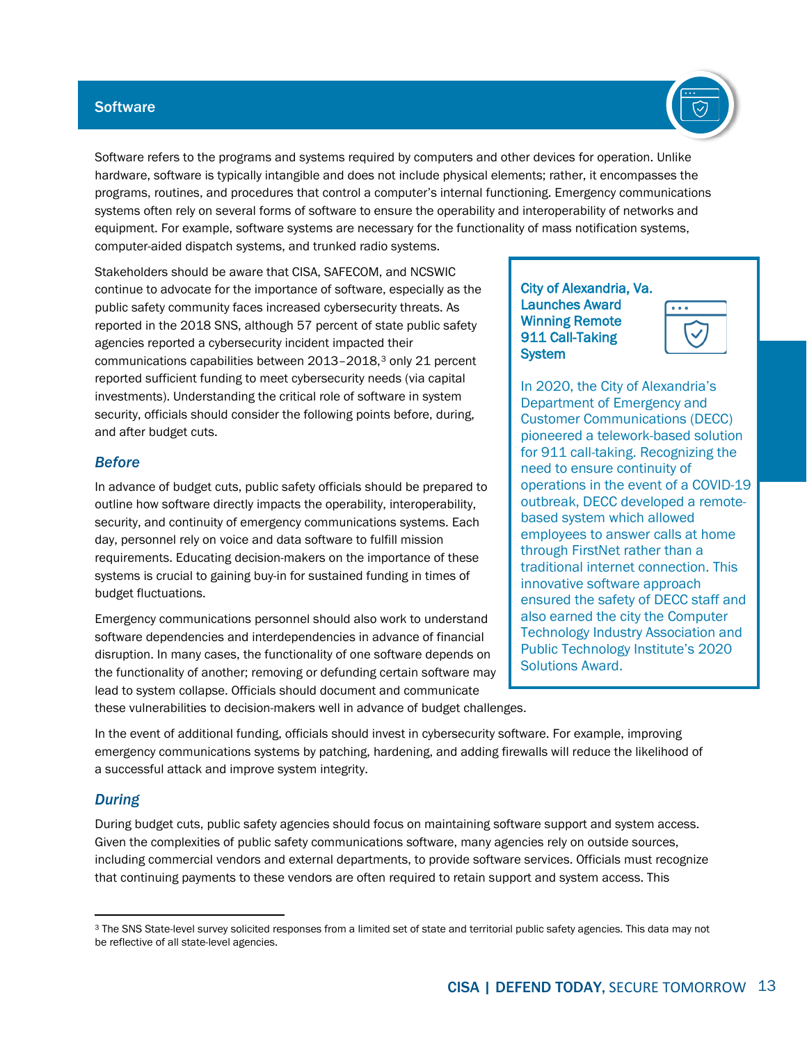## Software

Software refers to the programs and systems required by computers and other devices for operation. Unlike hardware, software is typically intangible and does not include physical elements; rather, it encompasses the programs, routines, and procedures that control a computer's internal functioning. Emergency communications systems often rely on several forms of software to ensure the operability and interoperability of networks and equipment. For example, software systems are necessary for the functionality of mass notification systems, computer-aided dispatch systems, and trunked radio systems.

Stakeholders should be aware that CISA, SAFECOM, and NCSWIC continue to advocate for the importance of software, especially as the public safety community faces increased cybersecurity threats. As reported in the 2018 SNS, although 57 percent of state public safety agencies reported a cybersecurity incident impacted their communications capabilities between 2013–2018,[3] only 21 percent reported sufficient funding to meet cybersecurity needs (via capital investments). Understanding the critical role of software in system security, officials should consider the following points before, during, and after budget cuts.

### *Before*

In advance of budget cuts, public safety officials should be prepared to outline how software directly impacts the operability, interoperability, security, and continuity of emergency communications systems. Each day, personnel rely on voice and data software to fulfill mission requirements. Educating decision-makers on the importance of these systems is crucial to gaining buy-in for sustained funding in times of budget fluctuations.

Emergency communications personnel should also work to understand software dependencies and interdependencies in advance of financial disruption. In many cases, the functionality of one software depends on the functionality of another; removing or defunding certain software may lead to system collapse. Officials should document and communicate these vulnerabilities to decision-makers well in advance of budget challenges.

In the event of additional funding, officials should invest in cybersecurity software. For example, improving emergency communications systems by patching, hardening, and adding firewalls will reduce the likelihood of a successful attack and improve system integrity.

> **City of Alexandria, Va. Launches Award Winning Remote 911 Call-Taking System**
>
> In 2020, the City of Alexandria's Department of Emergency and Customer Communications (DECC) pioneered a telework-based solution for 911 call-taking. Recognizing the need to ensure continuity of operations in the event of a COVID-19 outbreak, DECC developed a remote-based system which allowed employees to answer calls at home through FirstNet rather than a traditional internet connection. This innovative software approach ensured the safety of DECC staff and also earned the city the Computer Technology Industry Association and Public Technology Institute's 2020 Solutions Award.

### *During*

During budget cuts, public safety agencies should focus on maintaining software support and system access. Given the complexities of public safety communications software, many agencies rely on outside sources, including commercial vendors and external departments, to provide software services. Officials must recognize that continuing payments to these vendors are often required to retain support and system access. This

[3] The SNS State-level survey solicited responses from a limited set of state and territorial public safety agencies. This data may not be reflective of all state-level agencies.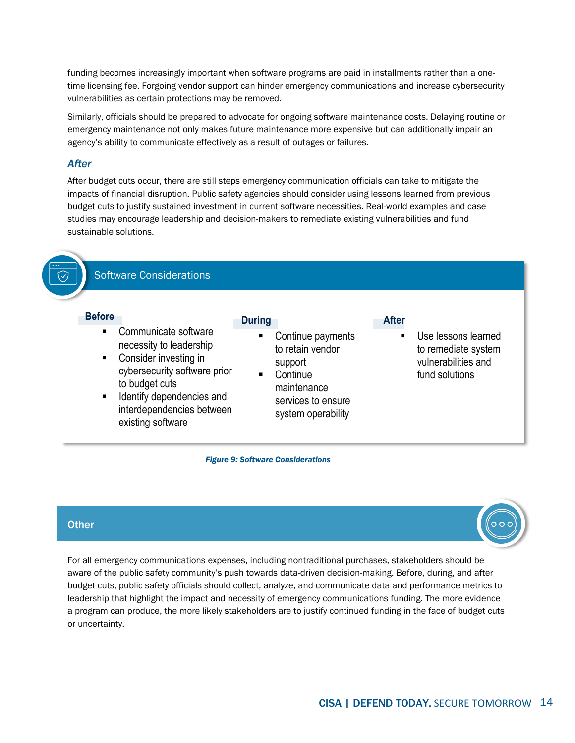funding becomes increasingly important when software programs are paid in installments rather than a one-time licensing fee. Forgoing vendor support can hinder emergency communications and increase cybersecurity vulnerabilities as certain protections may be removed.

Similarly, officials should be prepared to advocate for ongoing software maintenance costs. Delaying routine or emergency maintenance not only makes future maintenance more expensive but can additionally impair an agency's ability to communicate effectively as a result of outages or failures.

### *After*

After budget cuts occur, there are still steps emergency communication officials can take to mitigate the impacts of financial disruption. Public safety agencies should consider using lessons learned from previous budget cuts to justify sustained investment in current software necessities. Real-world examples and case studies may encourage leadership and decision-makers to remediate existing vulnerabilities and fund sustainable solutions.

#### Software Considerations

**Before**

- Communicate software necessity to leadership
- Consider investing in cybersecurity software prior to budget cuts
- Identify dependencies and interdependencies between existing software

**During**

- Continue payments to retain vendor support
- Continue maintenance services to ensure system operability

**After**

- Use lessons learned to remediate system vulnerabilities and fund solutions

*Figure 9: Software Considerations*

## Other

For all emergency communications expenses, including nontraditional purchases, stakeholders should be aware of the public safety community's push towards data-driven decision-making. Before, during, and after budget cuts, public safety officials should collect, analyze, and communicate data and performance metrics to leadership that highlight the impact and necessity of emergency communications funding. The more evidence a program can produce, the more likely stakeholders are to justify continued funding in the face of budget cuts or uncertainty.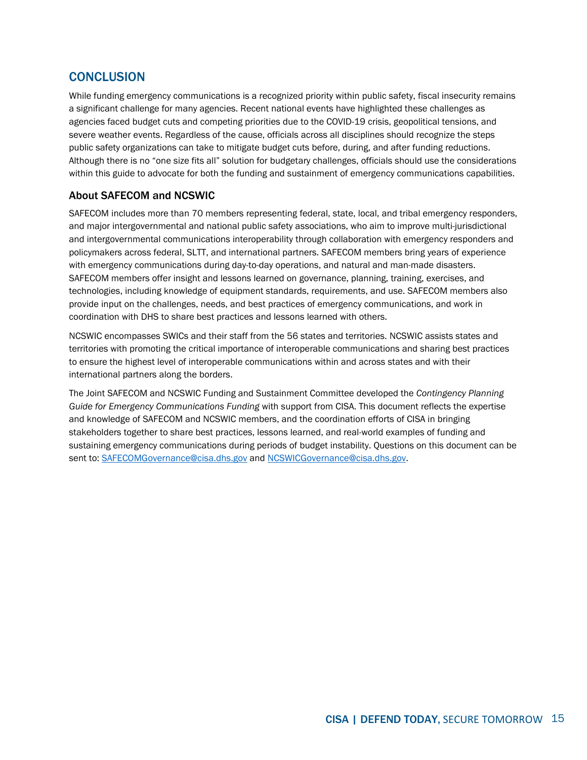## CONCLUSION

While funding emergency communications is a recognized priority within public safety, fiscal insecurity remains a significant challenge for many agencies. Recent national events have highlighted these challenges as agencies faced budget cuts and competing priorities due to the COVID-19 crisis, geopolitical tensions, and severe weather events. Regardless of the cause, officials across all disciplines should recognize the steps public safety organizations can take to mitigate budget cuts before, during, and after funding reductions. Although there is no "one size fits all" solution for budgetary challenges, officials should use the considerations within this guide to advocate for both the funding and sustainment of emergency communications capabilities.

### About SAFECOM and NCSWIC

SAFECOM includes more than 70 members representing federal, state, local, and tribal emergency responders, and major intergovernmental and national public safety associations, who aim to improve multi-jurisdictional and intergovernmental communications interoperability through collaboration with emergency responders and policymakers across federal, SLTT, and international partners. SAFECOM members bring years of experience with emergency communications during day-to-day operations, and natural and man-made disasters. SAFECOM members offer insight and lessons learned on governance, planning, training, exercises, and technologies, including knowledge of equipment standards, requirements, and use. SAFECOM members also provide input on the challenges, needs, and best practices of emergency communications, and work in coordination with DHS to share best practices and lessons learned with others.

NCSWIC encompasses SWICs and their staff from the 56 states and territories. NCSWIC assists states and territories with promoting the critical importance of interoperable communications and sharing best practices to ensure the highest level of interoperable communications within and across states and with their international partners along the borders.

The Joint SAFECOM and NCSWIC Funding and Sustainment Committee developed the *Contingency Planning Guide for Emergency Communications Funding* with support from CISA. This document reflects the expertise and knowledge of SAFECOM and NCSWIC members, and the coordination efforts of CISA in bringing stakeholders together to share best practices, lessons learned, and real-world examples of funding and sustaining emergency communications during periods of budget instability. Questions on this document can be sent to: SAFECOMGovernance@cisa.dhs.gov and NCSWICGovernance@cisa.dhs.gov.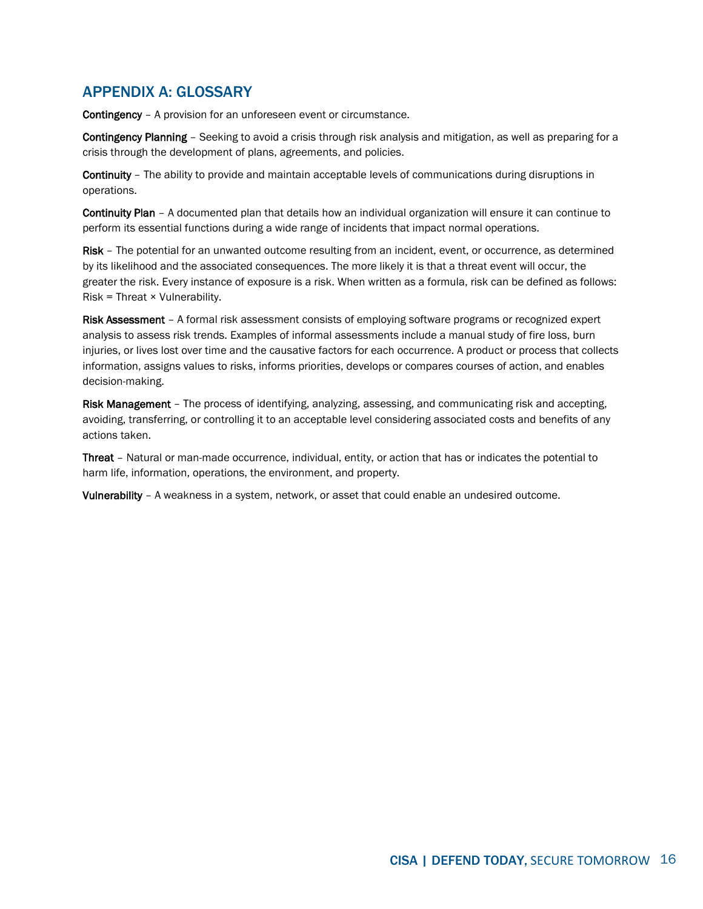## APPENDIX A: GLOSSARY

**Contingency** – A provision for an unforeseen event or circumstance.

**Contingency Planning** – Seeking to avoid a crisis through risk analysis and mitigation, as well as preparing for a crisis through the development of plans, agreements, and policies.

**Continuity** – The ability to provide and maintain acceptable levels of communications during disruptions in operations.

**Continuity Plan** – A documented plan that details how an individual organization will ensure it can continue to perform its essential functions during a wide range of incidents that impact normal operations.

**Risk** – The potential for an unwanted outcome resulting from an incident, event, or occurrence, as determined by its likelihood and the associated consequences. The more likely it is that a threat event will occur, the greater the risk. Every instance of exposure is a risk. When written as a formula, risk can be defined as follows: Risk = Threat × Vulnerability.

**Risk Assessment** – A formal risk assessment consists of employing software programs or recognized expert analysis to assess risk trends. Examples of informal assessments include a manual study of fire loss, burn injuries, or lives lost over time and the causative factors for each occurrence. A product or process that collects information, assigns values to risks, informs priorities, develops or compares courses of action, and enables decision-making.

**Risk Management** – The process of identifying, analyzing, assessing, and communicating risk and accepting, avoiding, transferring, or controlling it to an acceptable level considering associated costs and benefits of any actions taken.

**Threat** – Natural or man-made occurrence, individual, entity, or action that has or indicates the potential to harm life, information, operations, the environment, and property.

**Vulnerability** – A weakness in a system, network, or asset that could enable an undesired outcome.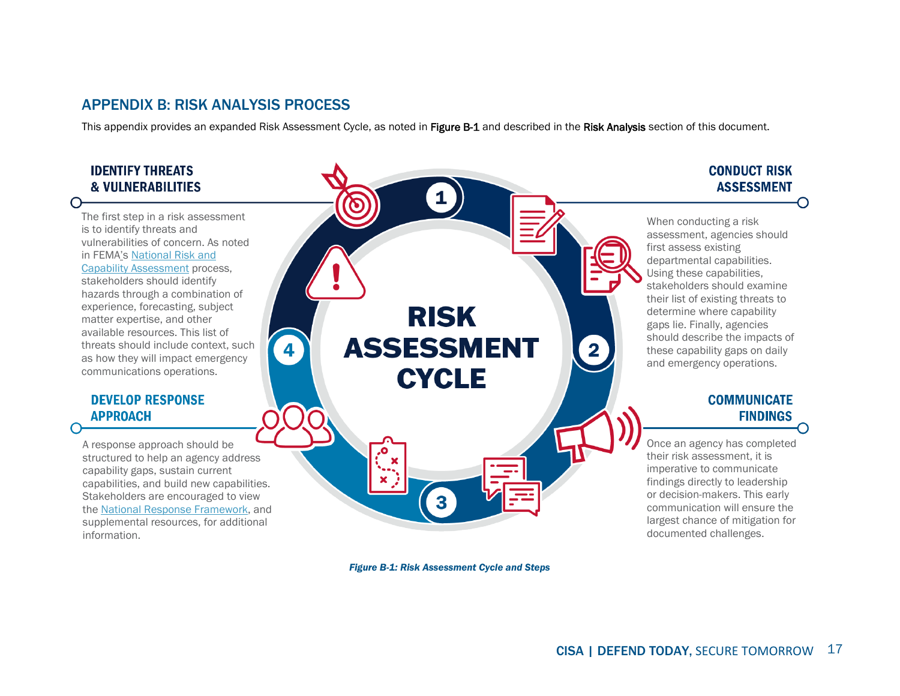## APPENDIX B: RISK ANALYSIS PROCESS

This appendix provides an expanded Risk Assessment Cycle, as noted in Figure B-1 and described in the Risk Analysis section of this document.

RISK ASSESSMENT CYCLE

1

2

3

4

### IDENTIFY THREATS & VULNERABILITIES

The first step in a risk assessment is to identify threats and vulnerabilities of concern. As noted in FEMA's National Risk and Capability Assessment process, stakeholders should identify hazards through a combination of experience, forecasting, subject matter expertise, and other available resources. This list of threats should include context, such as how they will impact emergency communications operations.

### CONDUCT RISK ASSESSMENT

When conducting a risk assessment, agencies should first assess existing departmental capabilities. Using these capabilities, stakeholders should examine their list of existing threats to determine where capability gaps lie. Finally, agencies should describe the impacts of these capability gaps on daily and emergency operations.

### COMMUNICATE FINDINGS

Once an agency has completed their risk assessment, it is imperative to communicate findings directly to leadership or decision-makers. This early communication will ensure the largest chance of mitigation for documented challenges.

### DEVELOP RESPONSE APPROACH

A response approach should be structured to help an agency address capability gaps, sustain current capabilities, and build new capabilities. Stakeholders are encouraged to view the National Response Framework, and supplemental resources, for additional information.

*Figure B-1: Risk Assessment Cycle and Steps*